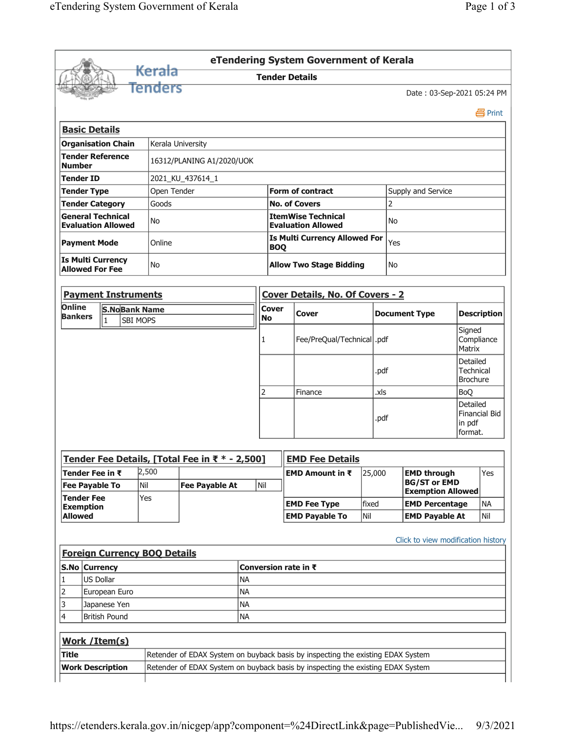# eTendering System Government of Kerala

## Tender Details

Date : 03-Sep-2021 05:24 PM

Print

### Basic Details

| | | | |
|---|---|---|---|
| **Organisation Chain** | Kerala University | | |
| **Tender Reference Number** | 16312/PLANING A1/2020/UOK | | |
| **Tender ID** | 2021_KU_437614_1 | | |
| **Tender Type** | Open Tender | **Form of contract** | Supply and Service |
| **Tender Category** | Goods | **No. of Covers** | 2 |
| **General Technical Evaluation Allowed** | No | **ItemWise Technical Evaluation Allowed** | No |
| **Payment Mode** | Online | **Is Multi Currency Allowed For BOQ** | Yes |
| **Is Multi Currency Allowed For Fee** | No | **Allow Two Stage Bidding** | No |

### Payment Instruments

| Online Bankers | S.No | Bank Name |
|---|---|---|
| | 1 | SBI MOPS |

### Cover Details, No. Of Covers - 2

| Cover No | Cover | Document Type | Description |
|---|---|---|---|
| 1 | Fee/PreQual/Technical | .pdf | Signed Compliance Matrix |
| | | .pdf | Detailed Technical Brochure |
| 2 | Finance | .xls | BoQ |
| | | .pdf | Detailed Financial Bid in pdf format. |

### Tender Fee Details, [Total Fee in ₹ * - 2,500]

| | | | |
|---|---|---|---|
| **Tender Fee in ₹** | 2,500 | | |
| **Fee Payable To** | Nil | **Fee Payable At** | Nil |
| **Tender Fee Exemption Allowed** | Yes | | |

### EMD Fee Details

| | | | |
|---|---|---|---|
| **EMD Amount in ₹** | 25,000 | **EMD through BG/ST or EMD Exemption Allowed** | Yes |
| **EMD Fee Type** | fixed | **EMD Percentage** | NA |
| **EMD Payable To** | Nil | **EMD Payable At** | Nil |

Click to view modification history

### Foreign Currency BOQ Details

| S.No | Currency | Conversion rate in ₹ |
|---|---|---|
| 1 | US Dollar | NA |
| 2 | European Euro | NA |
| 3 | Japanese Yen | NA |
| 4 | British Pound | NA |

### Work /Item(s)

| | |
|---|---|
| **Title** | Retender of EDAX System on buyback basis by inspecting the existing EDAX System |
| **Work Description** | Retender of EDAX System on buyback basis by inspecting the existing EDAX System |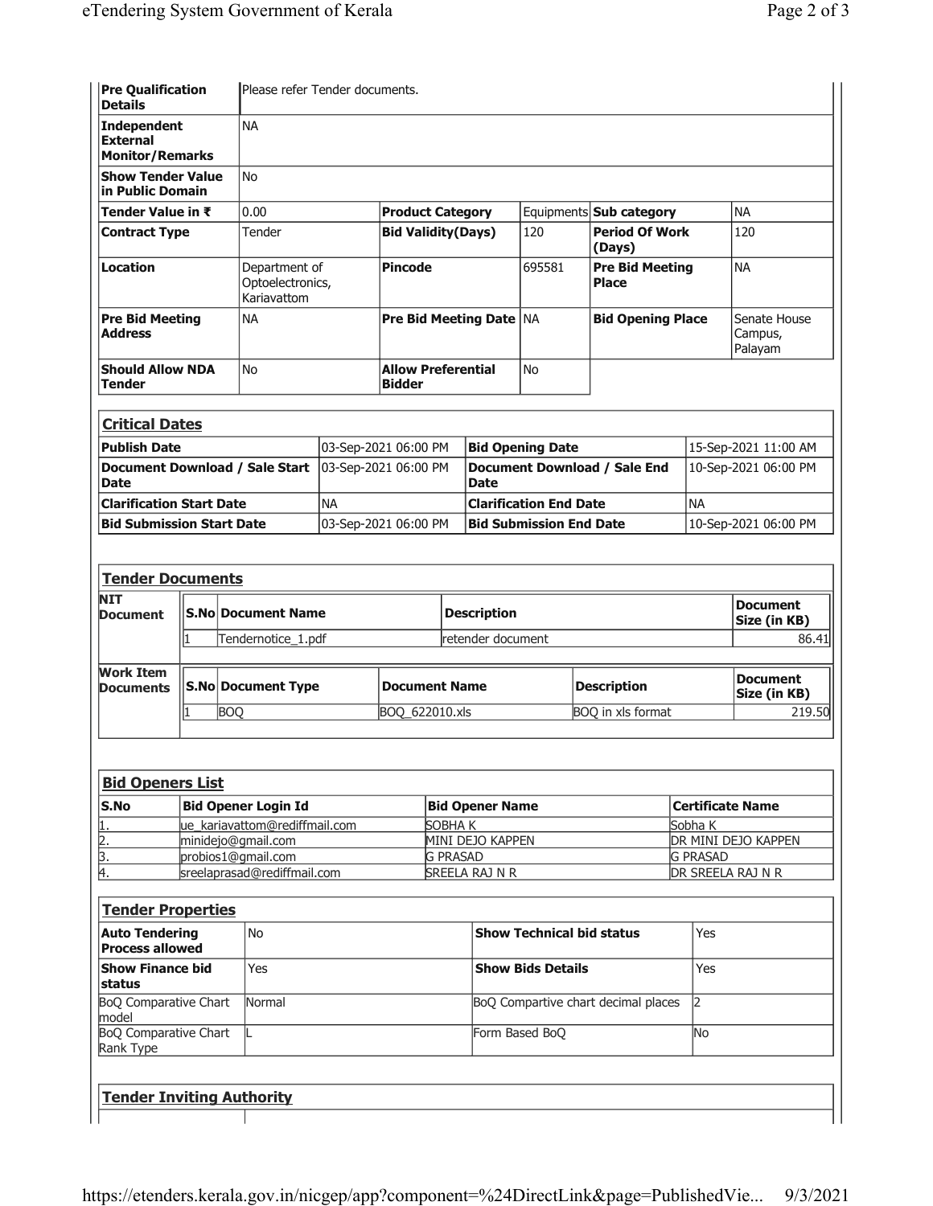| Pre Qualification Details | Please refer Tender documents. | | | | | |
|---|---|---|---|---|---|---|
| Independent External Monitor/Remarks | NA | | | | | |
| Show Tender Value in Public Domain | No | | | | | |
| Tender Value in ₹ | 0.00 | Product Category | Equipments | Sub category | NA |
| Contract Type | Tender | Bid Validity(Days) | 120 | Period Of Work (Days) | 120 |
| Location | Department of Optoelectronics, Kariavattom | Pincode | 695581 | Pre Bid Meeting Place | NA |
| Pre Bid Meeting Address | NA | Pre Bid Meeting Date | NA | Bid Opening Place | Senate House Campus, Palayam |
| Should Allow NDA Tender | No | Allow Preferential Bidder | No | | |

## Critical Dates

| | | | |
|---|---|---|---|
| Publish Date | 03-Sep-2021 06:00 PM | Bid Opening Date | 15-Sep-2021 11:00 AM |
| Document Download / Sale Start Date | 03-Sep-2021 06:00 PM | Document Download / Sale End Date | 10-Sep-2021 06:00 PM |
| Clarification Start Date | NA | Clarification End Date | NA |
| Bid Submission Start Date | 03-Sep-2021 06:00 PM | Bid Submission End Date | 10-Sep-2021 06:00 PM |

## Tender Documents

**NIT Document**

| S.No | Document Name | Description | Document Size (in KB) |
|---|---|---|---|
| 1 | Tendernotice_1.pdf | retender document | 86.41 |

**Work Item Documents**

| S.No | Document Type | Document Name | Description | Document Size (in KB) |
|---|---|---|---|---|
| 1 | BOQ | BOQ_622010.xls | BOQ in xls format | 219.50 |

## Bid Openers List

| S.No | Bid Opener Login Id | Bid Opener Name | Certificate Name |
|---|---|---|---|
| 1. | ue_kariavattom@rediffmail.com | SOBHA K | Sobha K |
| 2. | minidejo@gmail.com | MINI DEJO KAPPEN | DR MINI DEJO KAPPEN |
| 3. | probios1@gmail.com | G PRASAD | G PRASAD |
| 4. | sreelaprasad@rediffmail.com | SREELA RAJ N R | DR SREELA RAJ N R |

## Tender Properties

| | | | |
|---|---|---|---|
| Auto Tendering Process allowed | No | Show Technical bid status | Yes |
| Show Finance bid status | Yes | Show Bids Details | Yes |
| BoQ Comparative Chart model | Normal | BoQ Compartive chart decimal places | 2 |
| BoQ Comparative Chart Rank Type | L | Form Based BoQ | No |

## Tender Inviting Authority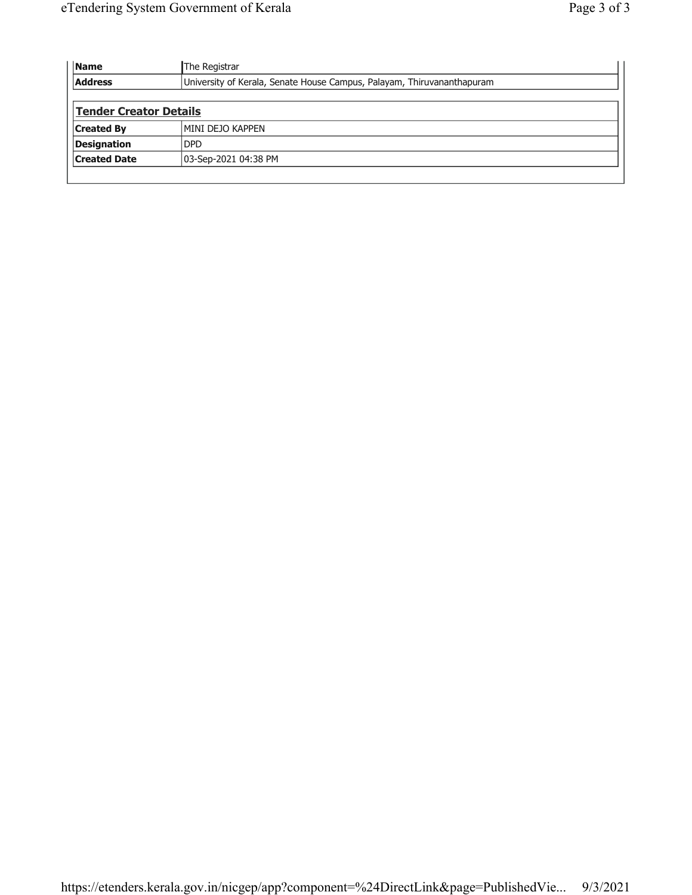| | |
|---|---|
| **Name** | The Registrar |
| **Address** | University of Kerala, Senate House Campus, Palayam, Thiruvananthapuram |

| **Tender Creator Details** | |
|---|---|
| **Created By** | MINI DEJO KAPPEN |
| **Designation** | DPD |
| **Created Date** | 03-Sep-2021 04:38 PM |